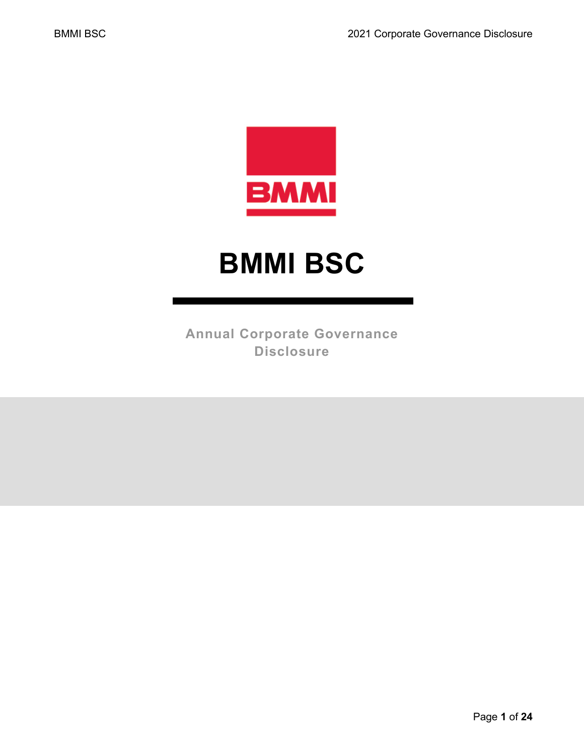# BMMI BSC

Annual Corporate Governance Disclosure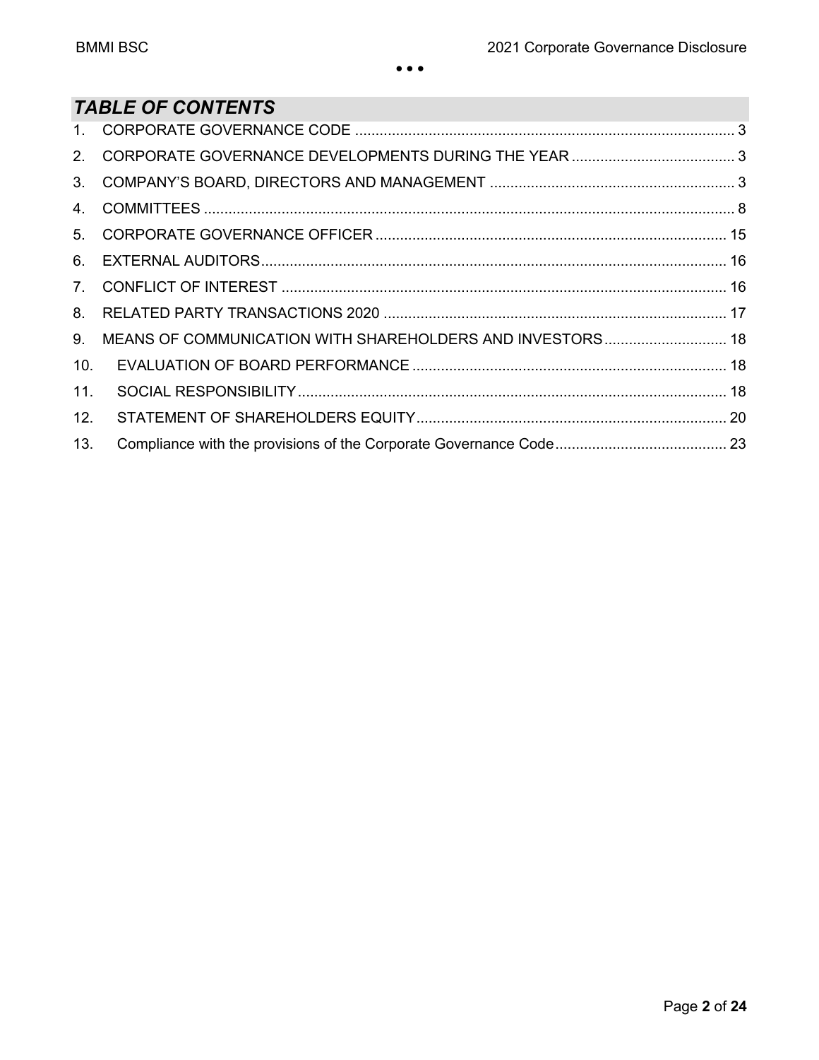## *TABLE OF CONTENTS*

1. CORPORATE GOVERNANCE CODE ............................................................................................ 3
2. CORPORATE GOVERNANCE DEVELOPMENTS DURING THE YEAR ........................................ 3
3. COMPANY'S BOARD, DIRECTORS AND MANAGEMENT ............................................................ 3
4. COMMITTEES ................................................................................................................................. 8
5. CORPORATE GOVERNANCE OFFICER ...................................................................................... 15
6. EXTERNAL AUDITORS .................................................................................................................. 16
7. CONFLICT OF INTEREST ............................................................................................................. 16
8. RELATED PARTY TRANSACTIONS 2020 .................................................................................... 17
9. MEANS OF COMMUNICATION WITH SHAREHOLDERS AND INVESTORS .............................. 18
10. EVALUATION OF BOARD PERFORMANCE ............................................................................. 18
11. SOCIAL RESPONSIBILITY .......................................................................................................... 18
12. STATEMENT OF SHAREHOLDERS EQUITY ............................................................................ 20
13. Compliance with the provisions of the Corporate Governance Code .......................................... 23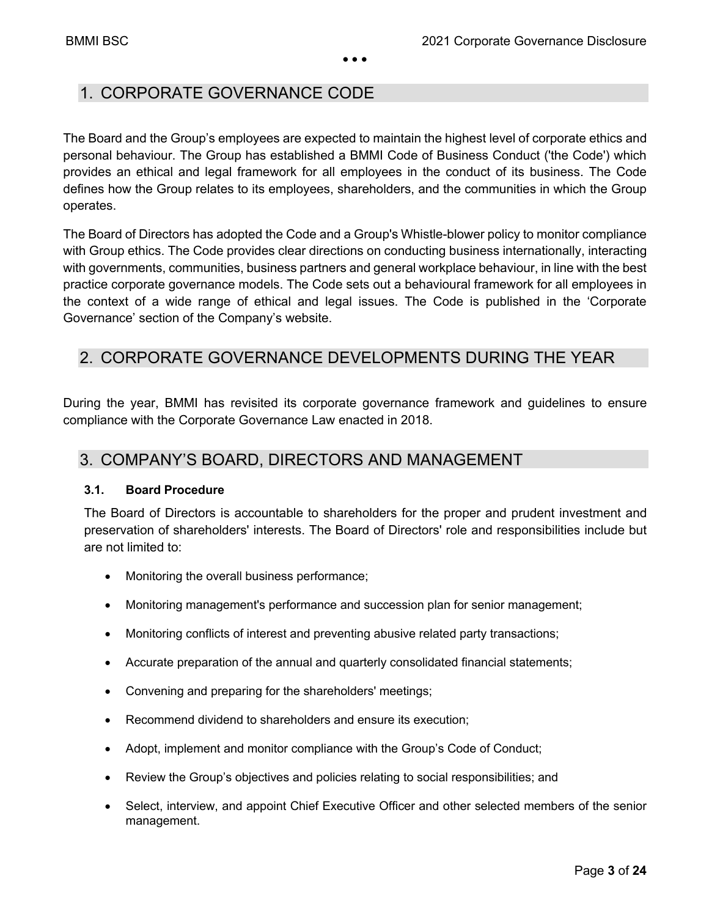## 1. CORPORATE GOVERNANCE CODE

The Board and the Group's employees are expected to maintain the highest level of corporate ethics and personal behaviour. The Group has established a BMMI Code of Business Conduct ('the Code') which provides an ethical and legal framework for all employees in the conduct of its business. The Code defines how the Group relates to its employees, shareholders, and the communities in which the Group operates.

The Board of Directors has adopted the Code and a Group's Whistle-blower policy to monitor compliance with Group ethics. The Code provides clear directions on conducting business internationally, interacting with governments, communities, business partners and general workplace behaviour, in line with the best practice corporate governance models. The Code sets out a behavioural framework for all employees in the context of a wide range of ethical and legal issues. The Code is published in the 'Corporate Governance' section of the Company's website.

## 2. CORPORATE GOVERNANCE DEVELOPMENTS DURING THE YEAR

During the year, BMMI has revisited its corporate governance framework and guidelines to ensure compliance with the Corporate Governance Law enacted in 2018.

## 3. COMPANY'S BOARD, DIRECTORS AND MANAGEMENT

### 3.1. Board Procedure

The Board of Directors is accountable to shareholders for the proper and prudent investment and preservation of shareholders' interests. The Board of Directors' role and responsibilities include but are not limited to:

- Monitoring the overall business performance;
- Monitoring management's performance and succession plan for senior management;
- Monitoring conflicts of interest and preventing abusive related party transactions;
- Accurate preparation of the annual and quarterly consolidated financial statements;
- Convening and preparing for the shareholders' meetings;
- Recommend dividend to shareholders and ensure its execution;
- Adopt, implement and monitor compliance with the Group's Code of Conduct;
- Review the Group's objectives and policies relating to social responsibilities; and
- Select, interview, and appoint Chief Executive Officer and other selected members of the senior management.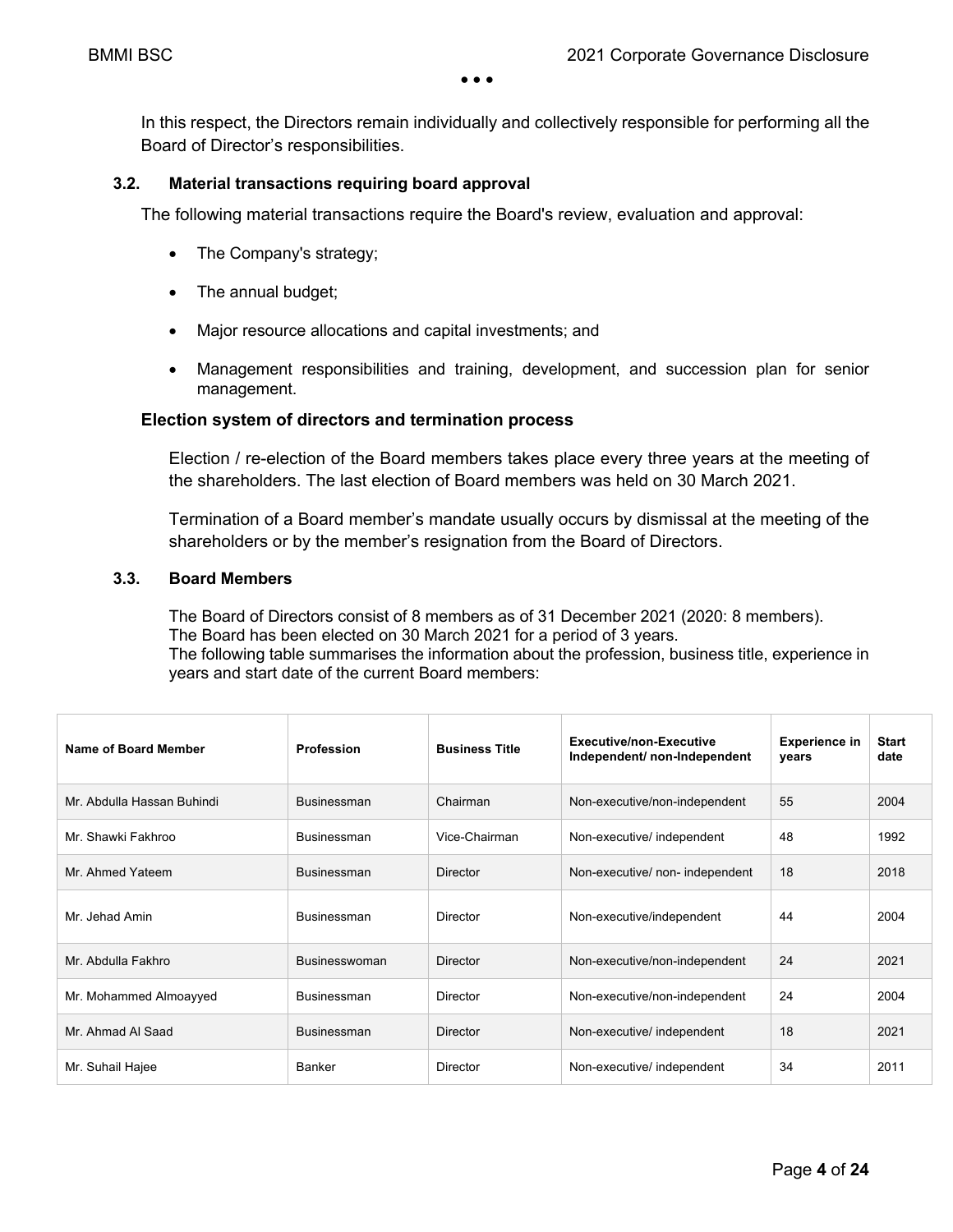In this respect, the Directors remain individually and collectively responsible for performing all the Board of Director's responsibilities.

### 3.2. Material transactions requiring board approval

The following material transactions require the Board's review, evaluation and approval:

- The Company's strategy;
- The annual budget;
- Major resource allocations and capital investments; and
- Management responsibilities and training, development, and succession plan for senior management.

**Election system of directors and termination process**

Election / re-election of the Board members takes place every three years at the meeting of the shareholders. The last election of Board members was held on 30 March 2021.

Termination of a Board member's mandate usually occurs by dismissal at the meeting of the shareholders or by the member's resignation from the Board of Directors.

### 3.3. Board Members

The Board of Directors consist of 8 members as of 31 December 2021 (2020: 8 members).
The Board has been elected on 30 March 2021 for a period of 3 years.
The following table summarises the information about the profession, business title, experience in years and start date of the current Board members:

| Name of Board Member | Profession | Business Title | Executive/non-Executive Independent/ non-Independent | Experience in years | Start date |
|---|---|---|---|---|---|
| Mr. Abdulla Hassan Buhindi | Businessman | Chairman | Non-executive/non-independent | 55 | 2004 |
| Mr. Shawki Fakhroo | Businessman | Vice-Chairman | Non-executive/ independent | 48 | 1992 |
| Mr. Ahmed Yateem | Businessman | Director | Non-executive/ non- independent | 18 | 2018 |
| Mr. Jehad Amin | Businessman | Director | Non-executive/independent | 44 | 2004 |
| Mr. Abdulla Fakhro | Businesswoman | Director | Non-executive/non-independent | 24 | 2021 |
| Mr. Mohammed Almoayyed | Businessman | Director | Non-executive/non-independent | 24 | 2004 |
| Mr. Ahmad Al Saad | Businessman | Director | Non-executive/ independent | 18 | 2021 |
| Mr. Suhail Hajee | Banker | Director | Non-executive/ independent | 34 | 2011 |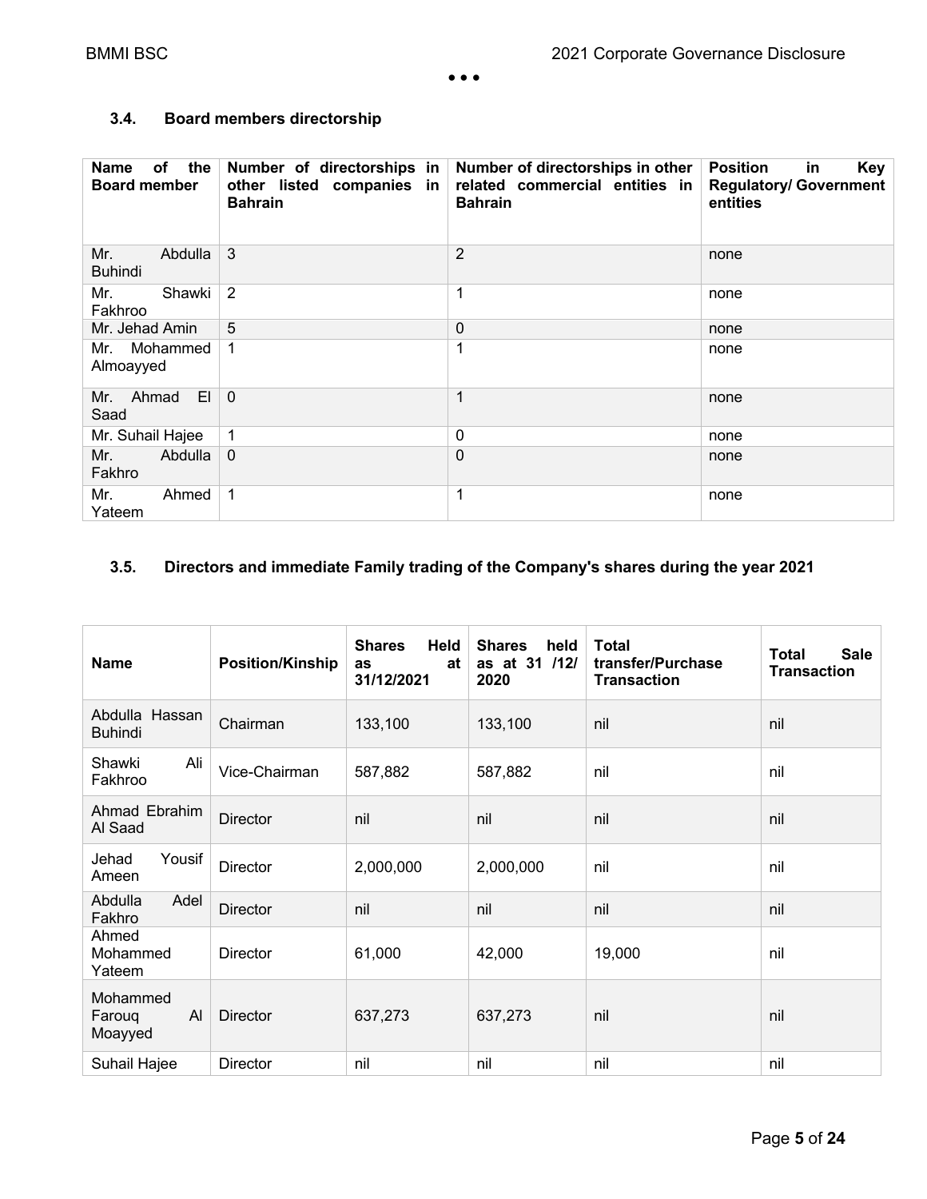### 3.4. Board members directorship

| Name of the Board member | Number of directorships in other listed companies in Bahrain | Number of directorships in other related commercial entities in Bahrain | Position in Key Regulatory/ Government entities |
|---|---|---|---|
| Mr. Abdulla Buhindi | 3 | 2 | none |
| Mr. Shawki Fakhroo | 2 | 1 | none |
| Mr. Jehad Amin | 5 | 0 | none |
| Mr. Mohammed Almoayyed | 1 | 1 | none |
| Mr. Ahmad El Saad | 0 | 1 | none |
| Mr. Suhail Hajee | 1 | 0 | none |
| Mr. Abdulla Fakhro | 0 | 0 | none |
| Mr. Ahmed Yateem | 1 | 1 | none |

### 3.5. Directors and immediate Family trading of the Company's shares during the year 2021

| Name | Position/Kinship | Shares Held as at 31/12/2021 | Shares held as at 31 /12/ 2020 | Total transfer/Purchase Transaction | Total Sale Transaction |
|---|---|---|---|---|---|
| Abdulla Hassan Buhindi | Chairman | 133,100 | 133,100 | nil | nil |
| Shawki Ali Fakhroo | Vice-Chairman | 587,882 | 587,882 | nil | nil |
| Ahmad Ebrahim Al Saad | Director | nil | nil | nil | nil |
| Jehad Yousif Ameen | Director | 2,000,000 | 2,000,000 | nil | nil |
| Abdulla Adel Fakhro | Director | nil | nil | nil | nil |
| Ahmed Mohammed Yateem | Director | 61,000 | 42,000 | 19,000 | nil |
| Mohammed Farouq Al Moayyed | Director | 637,273 | 637,273 | nil | nil |
| Suhail Hajee | Director | nil | nil | nil | nil |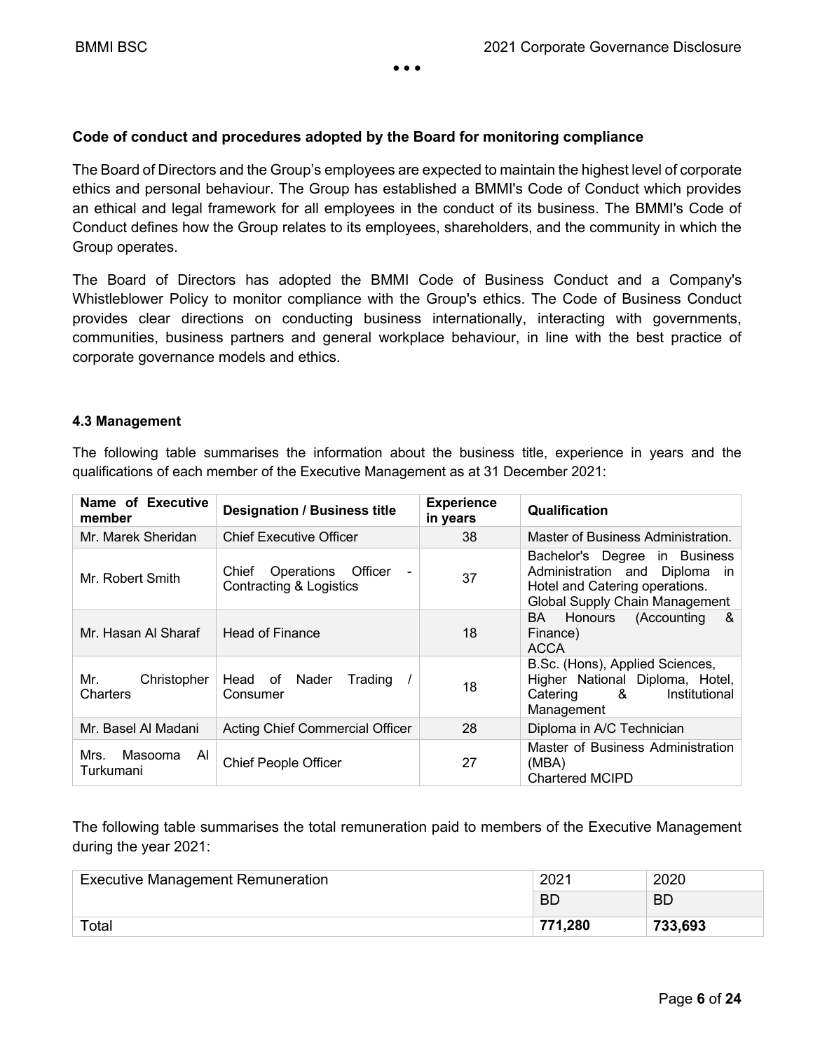**Code of conduct and procedures adopted by the Board for monitoring compliance**

The Board of Directors and the Group's employees are expected to maintain the highest level of corporate ethics and personal behaviour. The Group has established a BMMI's Code of Conduct which provides an ethical and legal framework for all employees in the conduct of its business. The BMMI's Code of Conduct defines how the Group relates to its employees, shareholders, and the community in which the Group operates.

The Board of Directors has adopted the BMMI Code of Business Conduct and a Company's Whistleblower Policy to monitor compliance with the Group's ethics. The Code of Business Conduct provides clear directions on conducting business internationally, interacting with governments, communities, business partners and general workplace behaviour, in line with the best practice of corporate governance models and ethics.

### 4.3 Management

The following table summarises the information about the business title, experience in years and the qualifications of each member of the Executive Management as at 31 December 2021:

| Name of Executive member | Designation / Business title | Experience in years | Qualification |
|---|---|---|---|
| Mr. Marek Sheridan | Chief Executive Officer | 38 | Master of Business Administration. |
| Mr. Robert Smith | Chief Operations Officer - Contracting & Logistics | 37 | Bachelor's Degree in Business Administration and Diploma in Hotel and Catering operations. Global Supply Chain Management |
| Mr. Hasan Al Sharaf | Head of Finance | 18 | BA Honours (Accounting & Finance) ACCA |
| Mr. Christopher Charters | Head of Nader Trading / Consumer | 18 | B.Sc. (Hons), Applied Sciences, Higher National Diploma, Hotel, Catering & Institutional Management |
| Mr. Basel Al Madani | Acting Chief Commercial Officer | 28 | Diploma in A/C Technician |
| Mrs. Masooma Al Turkumani | Chief People Officer | 27 | Master of Business Administration (MBA) Chartered MCIPD |

The following table summarises the total remuneration paid to members of the Executive Management during the year 2021:

| Executive Management Remuneration | 2021 | 2020 |
|---|---|---|
| | BD | BD |
| Total | **771,280** | **733,693** |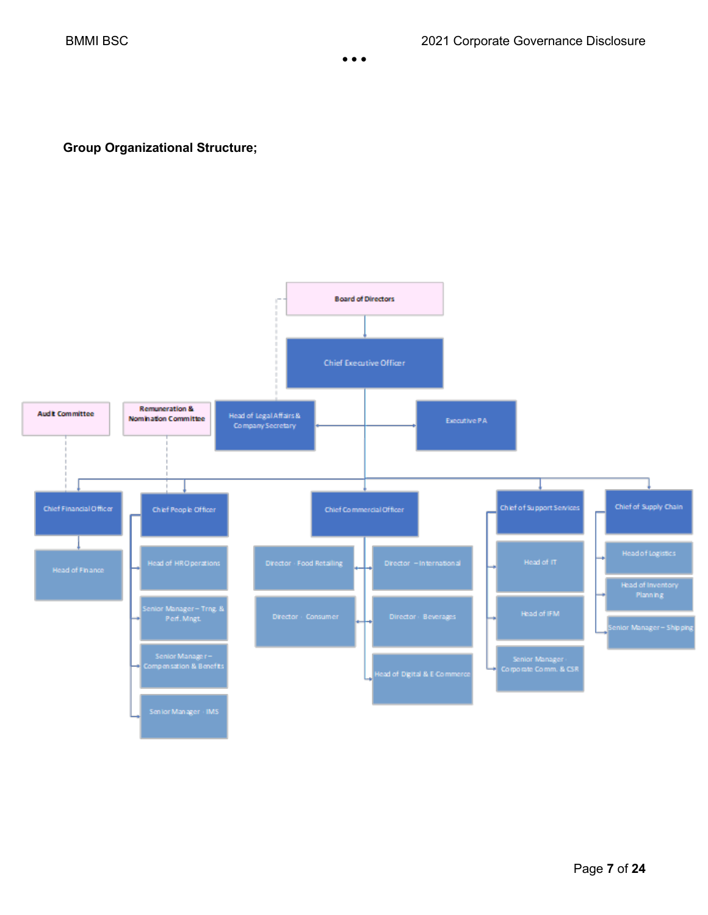**Group Organizational Structure;**

- Board of Directors
  - Chief Executive Officer
    - Head of Legal Affairs & Company Secretary
    - Executive PA
    - Chief Financial Officer (Audit Committee)
      - Head of Finance
    - Chief People Officer (Remuneration & Nomination Committee)
      - Head of HR Operations
      - Senior Manager – Trng. & Perf. Mngt.
      - Senior Manager – Compensation & Benefits
      - Senior Manager - IMS
    - Chief Commercial Officer
      - Director - Food Retailing
      - Director – International
      - Director - Consumer
      - Director - Beverages
      - Head of Digital & E-Commerce
    - Chief of Support Services
      - Head of IT
      - Head of IFM
      - Senior Manager - Corporate Comm. & CSR
    - Chief of Supply Chain
      - Head of Logistics
      - Head of Inventory Planning
      - Senior Manager – Shipping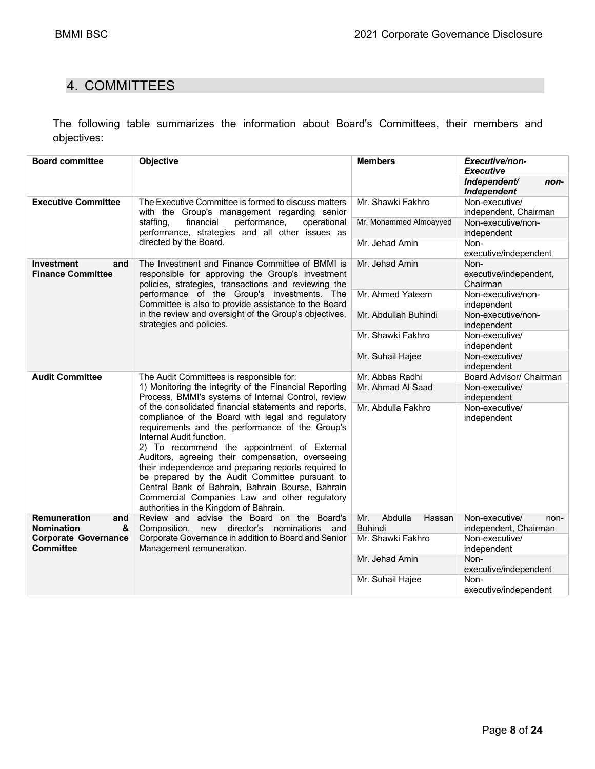## 4. COMMITTEES

The following table summarizes the information about Board's Committees, their members and objectives:

| Board committee | Objective | Members | *Executive/non-Executive* *Independent/ non-Independent* |
|---|---|---|---|
| **Executive Committee** | The Executive Committee is formed to discuss matters with the Group's management regarding senior staffing, financial performance, operational performance, strategies and all other issues as directed by the Board. | Mr. Shawki Fakhro | Non-executive/ independent, Chairman |
| | | Mr. Mohammed Almoayyed | Non-executive/non-independent |
| | | Mr. Jehad Amin | Non-executive/independent |
| **Investment and Finance Committee** | The Investment and Finance Committee of BMMI is responsible for approving the Group's investment policies, strategies, transactions and reviewing the performance of the Group's investments. The Committee is also to provide assistance to the Board in the review and oversight of the Group's objectives, strategies and policies. | Mr. Jehad Amin | Non-executive/independent, Chairman |
| | | Mr. Ahmed Yateem | Non-executive/non-independent |
| | | Mr. Abdullah Buhindi | Non-executive/non-independent |
| | | Mr. Shawki Fakhro | Non-executive/ independent |
| | | Mr. Suhail Hajee | Non-executive/ independent |
| **Audit Committee** | The Audit Committees is responsible for: 1) Monitoring the integrity of the Financial Reporting Process, BMMI's systems of Internal Control, review of the consolidated financial statements and reports, compliance of the Board with legal and regulatory requirements and the performance of the Group's Internal Audit function. 2) To recommend the appointment of External Auditors, agreeing their compensation, overseeing their independence and preparing reports required to be prepared by the Audit Committee pursuant to Central Bank of Bahrain, Bahrain Bourse, Bahrain Commercial Companies Law and other regulatory authorities in the Kingdom of Bahrain. | Mr. Abbas Radhi | Board Advisor/ Chairman |
| | | Mr. Ahmad Al Saad | Non-executive/ independent |
| | | Mr. Abdulla Fakhro | Non-executive/ independent |
| **Remuneration and Nomination & Corporate Governance Committee** | Review and advise the Board on the Board's Composition, new director's nominations and Corporate Governance in addition to Board and Senior Management remuneration. | Mr. Abdulla Hassan Buhindi | Non-executive/ non-independent, Chairman |
| | | Mr. Shawki Fakhro | Non-executive/ independent |
| | | Mr. Jehad Amin | Non-executive/independent |
| | | Mr. Suhail Hajee | Non-executive/independent |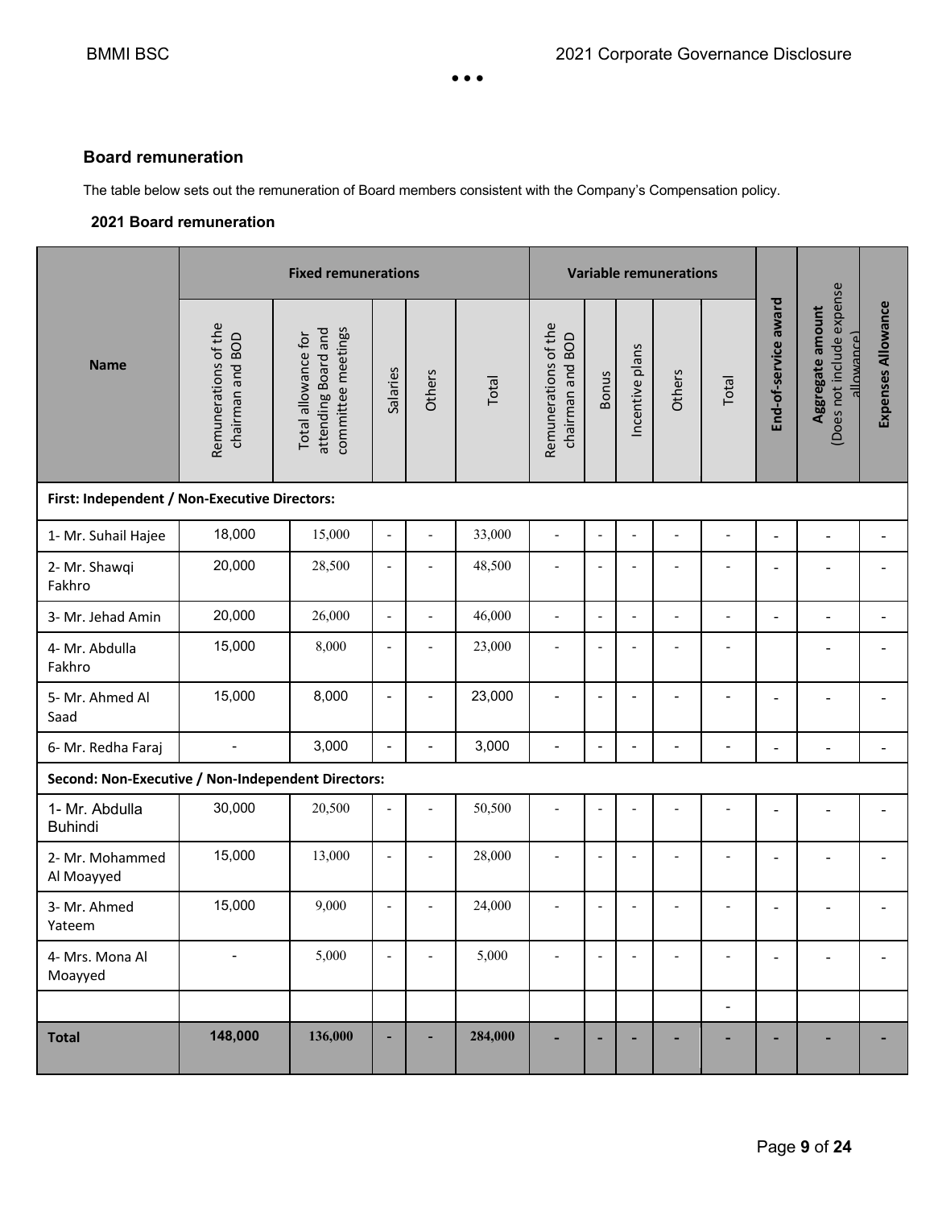## Board remuneration

The table below sets out the remuneration of Board members consistent with the Company's Compensation policy.

### 2021 Board remuneration

| Name | Fixed remunerations | | | | | Variable remunerations | | | | | End-of-service award | Aggregate amount (Does not include expense allowance) | Expenses Allowance |
|---|---|---|---|---|---|---|---|---|---|---|---|---|---|
| | Remunerations of the chairman and BOD | Total allowance for attending Board and committee meetings | Salaries | Others | Total | Remunerations of the chairman and BOD | Bonus | Incentive plans | Others | Total | | | |
| **First: Independent / Non-Executive Directors:** | | | | | | | | | | | | | |
| 1- Mr. Suhail Hajee | 18,000 | 15,000 | - | - | 33,000 | - | - | - | - | - | - | - | - |
| 2- Mr. Shawqi Fakhro | 20,000 | 28,500 | - | - | 48,500 | - | - | - | - | - | - | - | - |
| 3- Mr. Jehad Amin | 20,000 | 26,000 | - | - | 46,000 | - | - | - | - | - | - | - | - |
| 4- Mr. Abdulla Fakhro | 15,000 | 8,000 | - | - | 23,000 | - | - | - | - | - | | - | - |
| 5- Mr. Ahmed Al Saad | 15,000 | 8,000 | - | - | 23,000 | - | - | - | - | - | - | - | - |
| 6- Mr. Redha Faraj | - | 3,000 | - | - | 3,000 | - | - | - | - | - | - | - | - |
| **Second: Non-Executive / Non-Independent Directors:** | | | | | | | | | | | | | |
| 1- Mr. Abdulla Buhindi | 30,000 | 20,500 | - | - | 50,500 | - | - | - | - | - | - | - | - |
| 2- Mr. Mohammed Al Moayyed | 15,000 | 13,000 | - | - | 28,000 | - | - | - | - | - | - | - | - |
| 3- Mr. Ahmed Yateem | 15,000 | 9,000 | - | - | 24,000 | - | - | - | - | - | - | - | - |
| 4- Mrs. Mona Al Moayyed | - | 5,000 | - | - | 5,000 | - | - | - | - | - | - | - | - |
| | | | | | | | | | | - | | | |
| **Total** | **148,000** | **136,000** | **-** | **-** | **284,000** | **-** | **-** | **-** | **-** | **-** | **-** | **-** | **-** |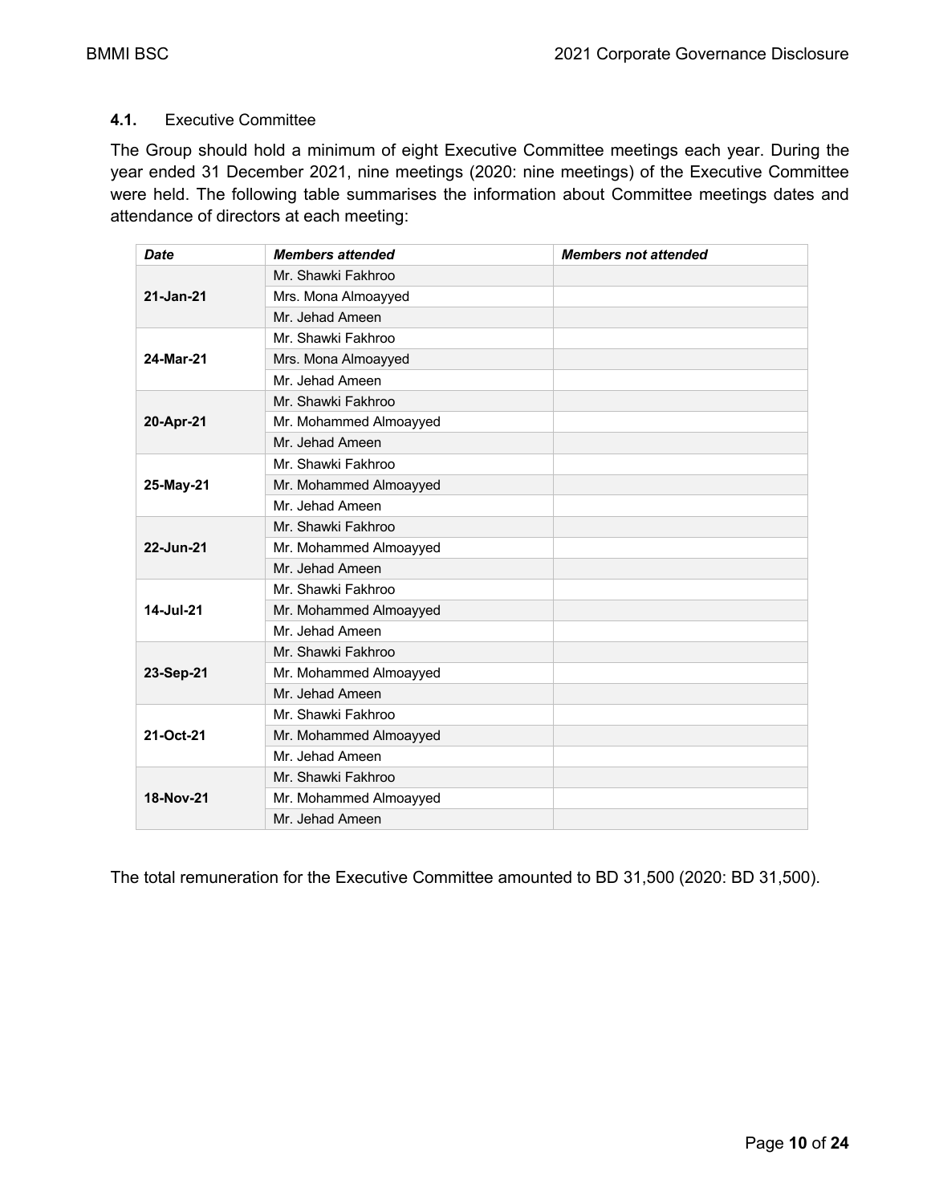### 4.1. Executive Committee

The Group should hold a minimum of eight Executive Committee meetings each year. During the year ended 31 December 2021, nine meetings (2020: nine meetings) of the Executive Committee were held. The following table summarises the information about Committee meetings dates and attendance of directors at each meeting:

| *Date* | *Members attended* | *Members not attended* |
|---|---|---|
| **21-Jan-21** | Mr. Shawki Fakhroo | |
| | Mrs. Mona Almoayyed | |
| | Mr. Jehad Ameen | |
| **24-Mar-21** | Mr. Shawki Fakhroo | |
| | Mrs. Mona Almoayyed | |
| | Mr. Jehad Ameen | |
| **20-Apr-21** | Mr. Shawki Fakhroo | |
| | Mr. Mohammed Almoayyed | |
| | Mr. Jehad Ameen | |
| **25-May-21** | Mr. Shawki Fakhroo | |
| | Mr. Mohammed Almoayyed | |
| | Mr. Jehad Ameen | |
| **22-Jun-21** | Mr. Shawki Fakhroo | |
| | Mr. Mohammed Almoayyed | |
| | Mr. Jehad Ameen | |
| **14-Jul-21** | Mr. Shawki Fakhroo | |
| | Mr. Mohammed Almoayyed | |
| | Mr. Jehad Ameen | |
| **23-Sep-21** | Mr. Shawki Fakhroo | |
| | Mr. Mohammed Almoayyed | |
| | Mr. Jehad Ameen | |
| **21-Oct-21** | Mr. Shawki Fakhroo | |
| | Mr. Mohammed Almoayyed | |
| | Mr. Jehad Ameen | |
| **18-Nov-21** | Mr. Shawki Fakhroo | |
| | Mr. Mohammed Almoayyed | |
| | Mr. Jehad Ameen | |

The total remuneration for the Executive Committee amounted to BD 31,500 (2020: BD 31,500).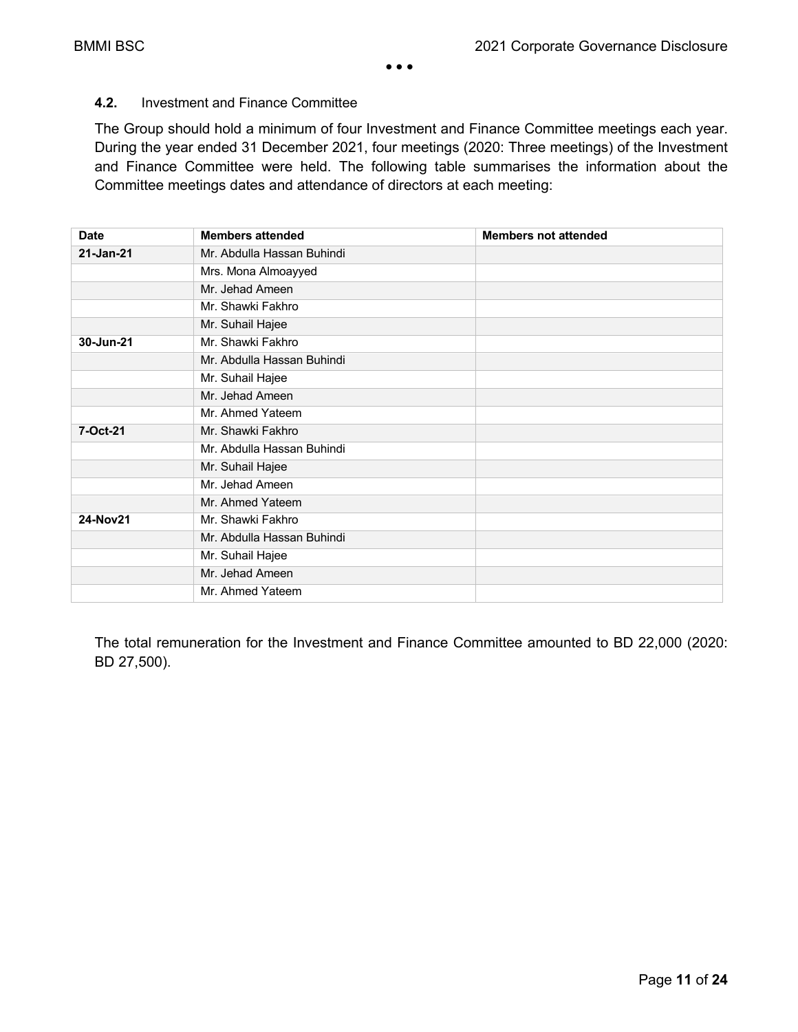**4.2.** Investment and Finance Committee

The Group should hold a minimum of four Investment and Finance Committee meetings each year. During the year ended 31 December 2021, four meetings (2020: Three meetings) of the Investment and Finance Committee were held. The following table summarises the information about the Committee meetings dates and attendance of directors at each meeting:

| Date | Members attended | Members not attended |
|---|---|---|
| **21-Jan-21** | Mr. Abdulla Hassan Buhindi | |
| | Mrs. Mona Almoayyed | |
| | Mr. Jehad Ameen | |
| | Mr. Shawki Fakhro | |
| | Mr. Suhail Hajee | |
| **30-Jun-21** | Mr. Shawki Fakhro | |
| | Mr. Abdulla Hassan Buhindi | |
| | Mr. Suhail Hajee | |
| | Mr. Jehad Ameen | |
| | Mr. Ahmed Yateem | |
| **7-Oct-21** | Mr. Shawki Fakhro | |
| | Mr. Abdulla Hassan Buhindi | |
| | Mr. Suhail Hajee | |
| | Mr. Jehad Ameen | |
| | Mr. Ahmed Yateem | |
| **24-Nov21** | Mr. Shawki Fakhro | |
| | Mr. Abdulla Hassan Buhindi | |
| | Mr. Suhail Hajee | |
| | Mr. Jehad Ameen | |
| | Mr. Ahmed Yateem | |

The total remuneration for the Investment and Finance Committee amounted to BD 22,000 (2020: BD 27,500).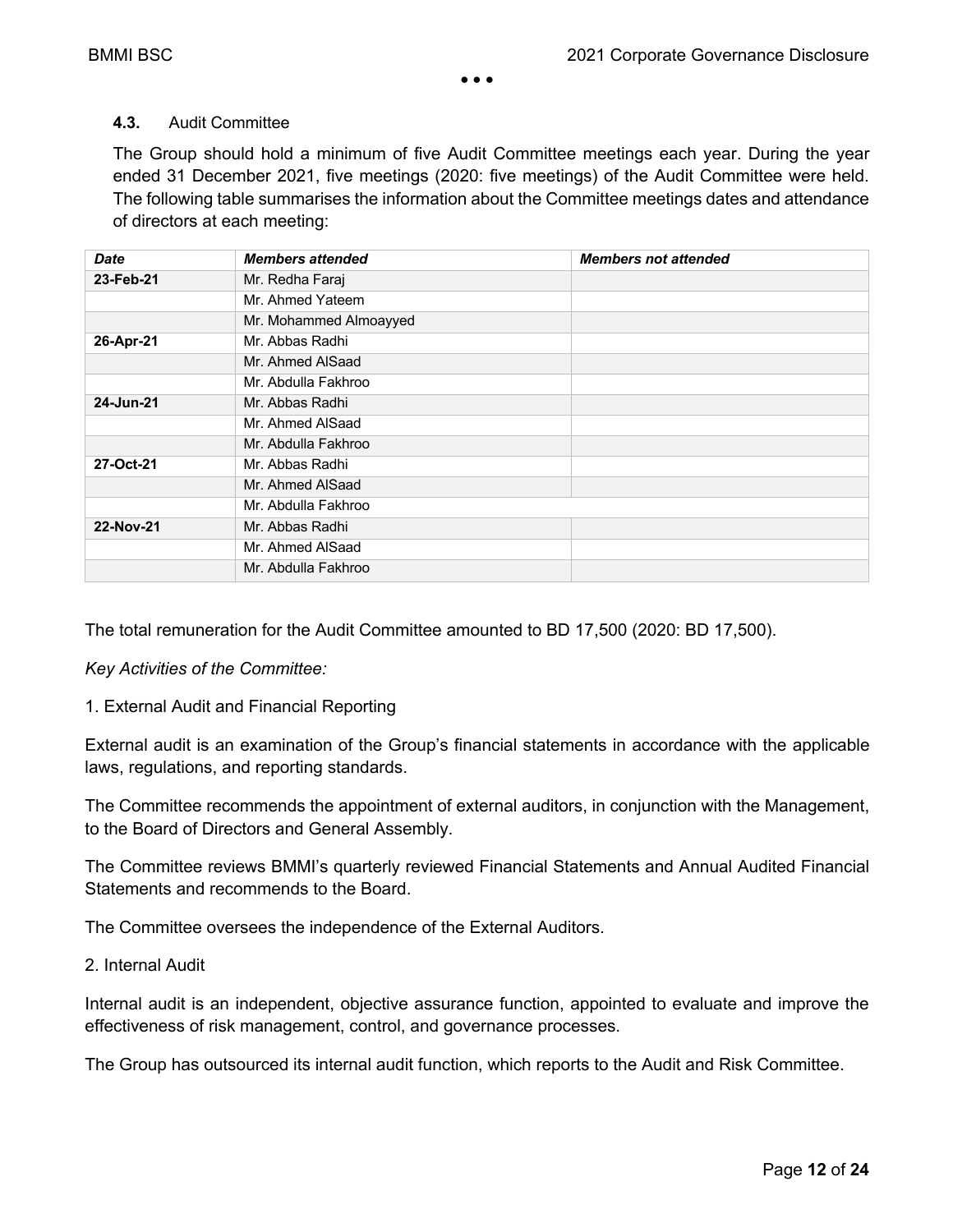**4.3.** Audit Committee

The Group should hold a minimum of five Audit Committee meetings each year. During the year ended 31 December 2021, five meetings (2020: five meetings) of the Audit Committee were held. The following table summarises the information about the Committee meetings dates and attendance of directors at each meeting:

| *Date* | *Members attended* | *Members not attended* |
| --- | --- | --- |
| **23-Feb-21** | Mr. Redha Faraj | |
| | Mr. Ahmed Yateem | |
| | Mr. Mohammed Almoayyed | |
| **26-Apr-21** | Mr. Abbas Radhi | |
| | Mr. Ahmed AlSaad | |
| | Mr. Abdulla Fakhroo | |
| **24-Jun-21** | Mr. Abbas Radhi | |
| | Mr. Ahmed AlSaad | |
| | Mr. Abdulla Fakhroo | |
| **27-Oct-21** | Mr. Abbas Radhi | |
| | Mr. Ahmed AlSaad | |
| | Mr. Abdulla Fakhroo | |
| **22-Nov-21** | Mr. Abbas Radhi | |
| | Mr. Ahmed AlSaad | |
| | Mr. Abdulla Fakhroo | |

The total remuneration for the Audit Committee amounted to BD 17,500 (2020: BD 17,500).

*Key Activities of the Committee:*

1. External Audit and Financial Reporting

External audit is an examination of the Group's financial statements in accordance with the applicable laws, regulations, and reporting standards.

The Committee recommends the appointment of external auditors, in conjunction with the Management, to the Board of Directors and General Assembly.

The Committee reviews BMMI's quarterly reviewed Financial Statements and Annual Audited Financial Statements and recommends to the Board.

The Committee oversees the independence of the External Auditors.

2. Internal Audit

Internal audit is an independent, objective assurance function, appointed to evaluate and improve the effectiveness of risk management, control, and governance processes.

The Group has outsourced its internal audit function, which reports to the Audit and Risk Committee.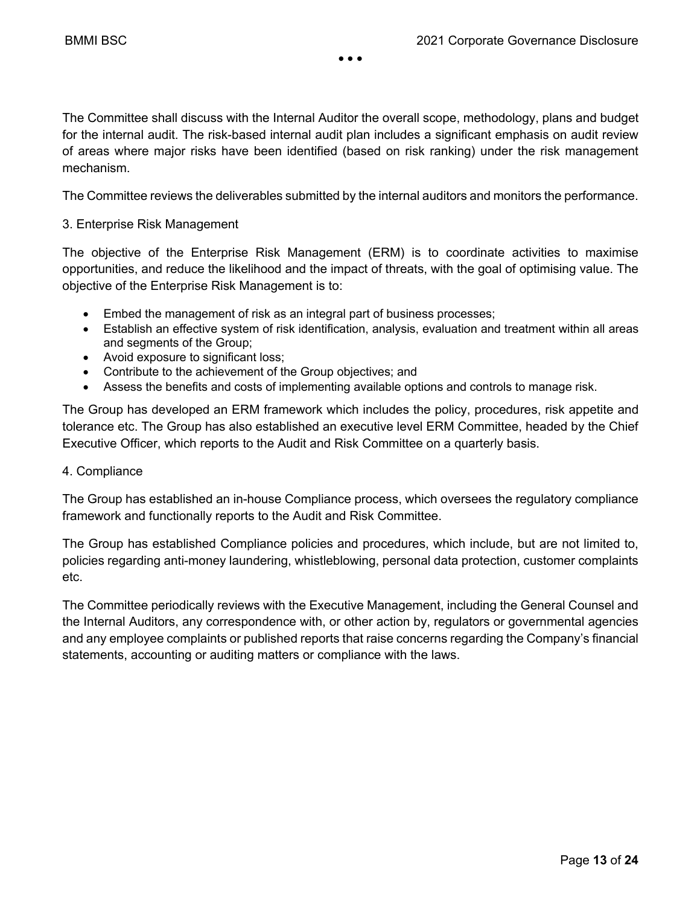The Committee shall discuss with the Internal Auditor the overall scope, methodology, plans and budget for the internal audit. The risk-based internal audit plan includes a significant emphasis on audit review of areas where major risks have been identified (based on risk ranking) under the risk management mechanism.

The Committee reviews the deliverables submitted by the internal auditors and monitors the performance.

### 3. Enterprise Risk Management

The objective of the Enterprise Risk Management (ERM) is to coordinate activities to maximise opportunities, and reduce the likelihood and the impact of threats, with the goal of optimising value. The objective of the Enterprise Risk Management is to:

- Embed the management of risk as an integral part of business processes;
- Establish an effective system of risk identification, analysis, evaluation and treatment within all areas and segments of the Group;
- Avoid exposure to significant loss;
- Contribute to the achievement of the Group objectives; and
- Assess the benefits and costs of implementing available options and controls to manage risk.

The Group has developed an ERM framework which includes the policy, procedures, risk appetite and tolerance etc. The Group has also established an executive level ERM Committee, headed by the Chief Executive Officer, which reports to the Audit and Risk Committee on a quarterly basis.

### 4. Compliance

The Group has established an in-house Compliance process, which oversees the regulatory compliance framework and functionally reports to the Audit and Risk Committee.

The Group has established Compliance policies and procedures, which include, but are not limited to, policies regarding anti-money laundering, whistleblowing, personal data protection, customer complaints etc.

The Committee periodically reviews with the Executive Management, including the General Counsel and the Internal Auditors, any correspondence with, or other action by, regulators or governmental agencies and any employee complaints or published reports that raise concerns regarding the Company's financial statements, accounting or auditing matters or compliance with the laws.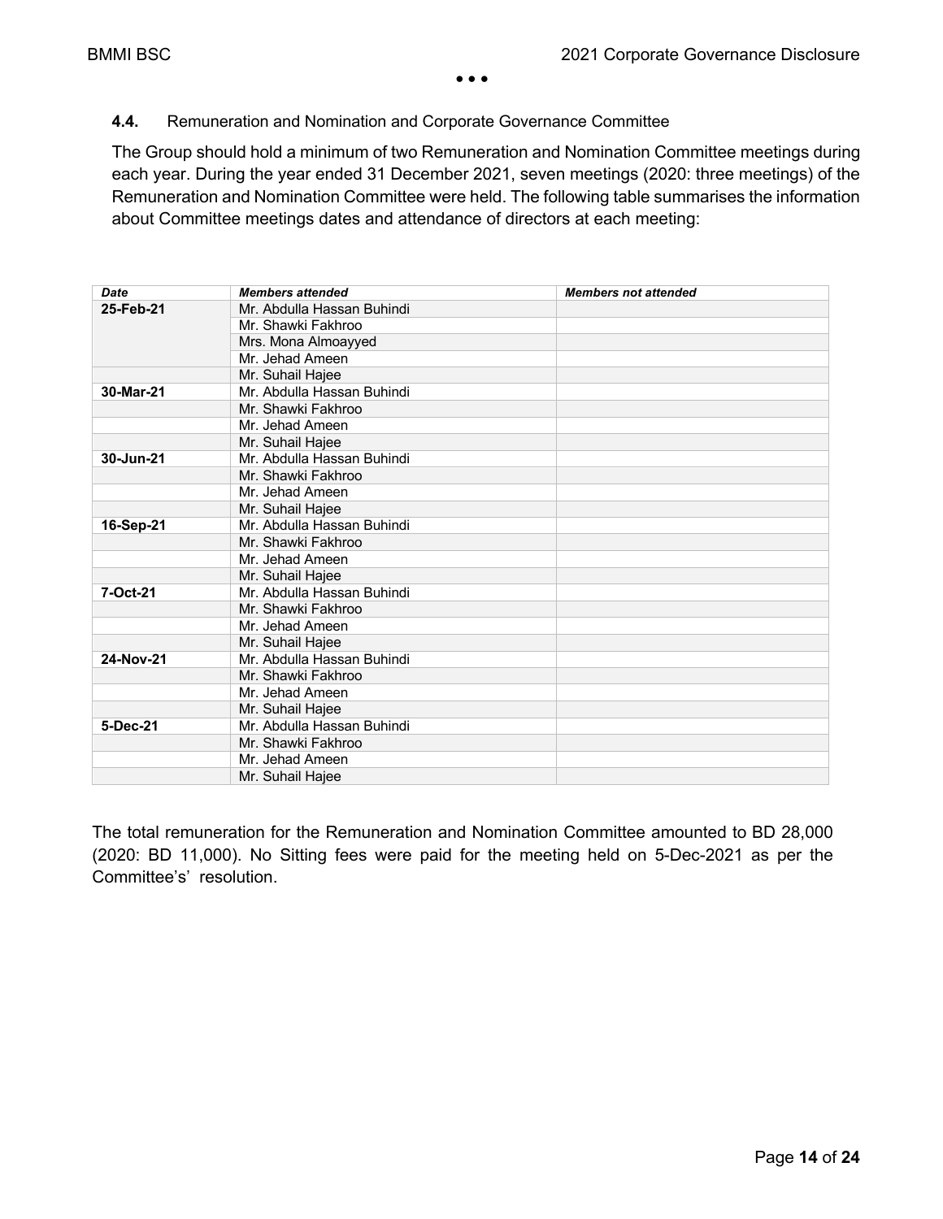## 4.4. Remuneration and Nomination and Corporate Governance Committee

The Group should hold a minimum of two Remuneration and Nomination Committee meetings during each year. During the year ended 31 December 2021, seven meetings (2020: three meetings) of the Remuneration and Nomination Committee were held. The following table summarises the information about Committee meetings dates and attendance of directors at each meeting:

| *Date* | *Members attended* | *Members not attended* |
|---|---|---|
| **25-Feb-21** | Mr. Abdulla Hassan Buhindi | |
| | Mr. Shawki Fakhroo | |
| | Mrs. Mona Almoayyed | |
| | Mr. Jehad Ameen | |
| | Mr. Suhail Hajee | |
| **30-Mar-21** | Mr. Abdulla Hassan Buhindi | |
| | Mr. Shawki Fakhroo | |
| | Mr. Jehad Ameen | |
| | Mr. Suhail Hajee | |
| **30-Jun-21** | Mr. Abdulla Hassan Buhindi | |
| | Mr. Shawki Fakhroo | |
| | Mr. Jehad Ameen | |
| | Mr. Suhail Hajee | |
| **16-Sep-21** | Mr. Abdulla Hassan Buhindi | |
| | Mr. Shawki Fakhroo | |
| | Mr. Jehad Ameen | |
| | Mr. Suhail Hajee | |
| **7-Oct-21** | Mr. Abdulla Hassan Buhindi | |
| | Mr. Shawki Fakhroo | |
| | Mr. Jehad Ameen | |
| | Mr. Suhail Hajee | |
| **24-Nov-21** | Mr. Abdulla Hassan Buhindi | |
| | Mr. Shawki Fakhroo | |
| | Mr. Jehad Ameen | |
| | Mr. Suhail Hajee | |
| **5-Dec-21** | Mr. Abdulla Hassan Buhindi | |
| | Mr. Shawki Fakhroo | |
| | Mr. Jehad Ameen | |
| | Mr. Suhail Hajee | |

The total remuneration for the Remuneration and Nomination Committee amounted to BD 28,000 (2020: BD 11,000). No Sitting fees were paid for the meeting held on 5-Dec-2021 as per the Committee's' resolution.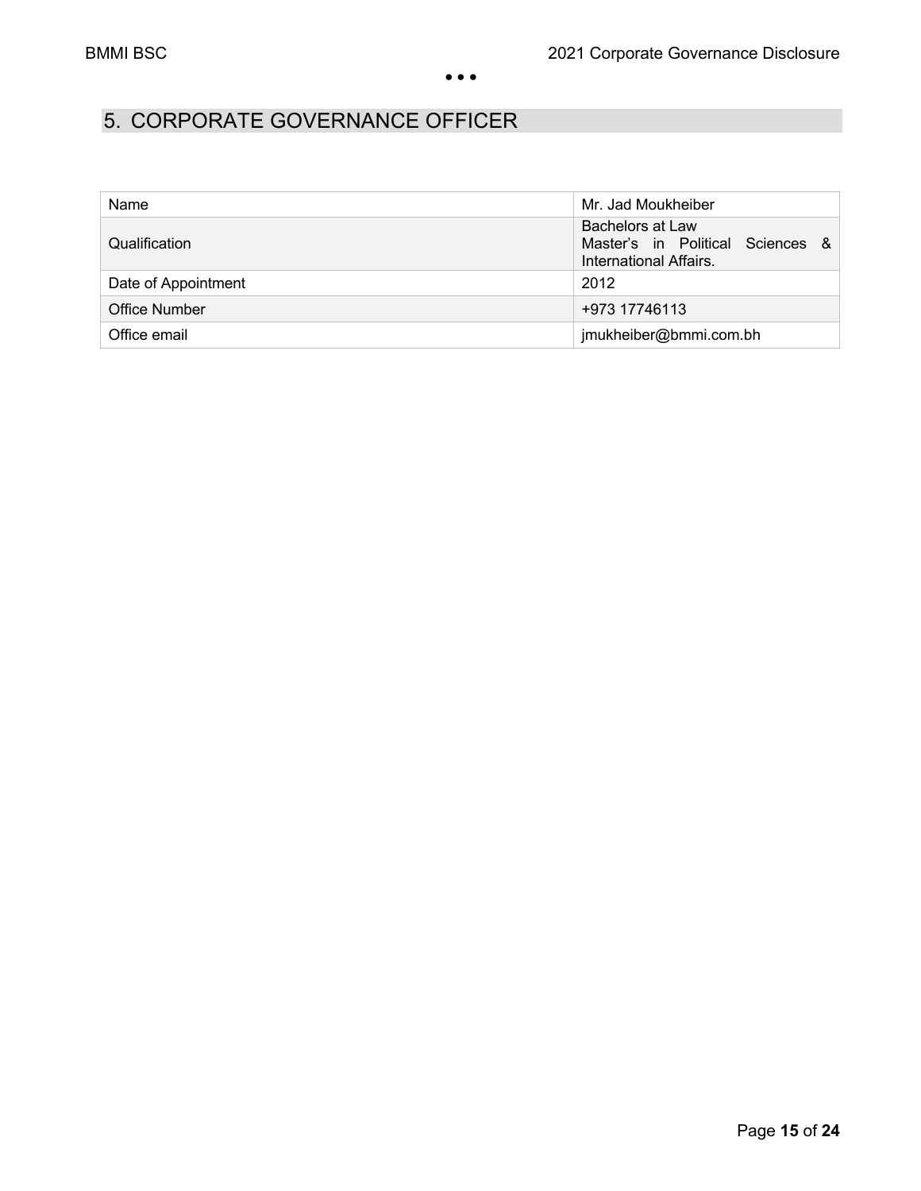## 5. CORPORATE GOVERNANCE OFFICER

| | |
|---|---|
| Name | Mr. Jad Moukheiber |
| Qualification | Bachelors at Law<br>Master's in Political Sciences & International Affairs. |
| Date of Appointment | 2012 |
| Office Number | +973 17746113 |
| Office email | jmukheiber@bmmi.com.bh |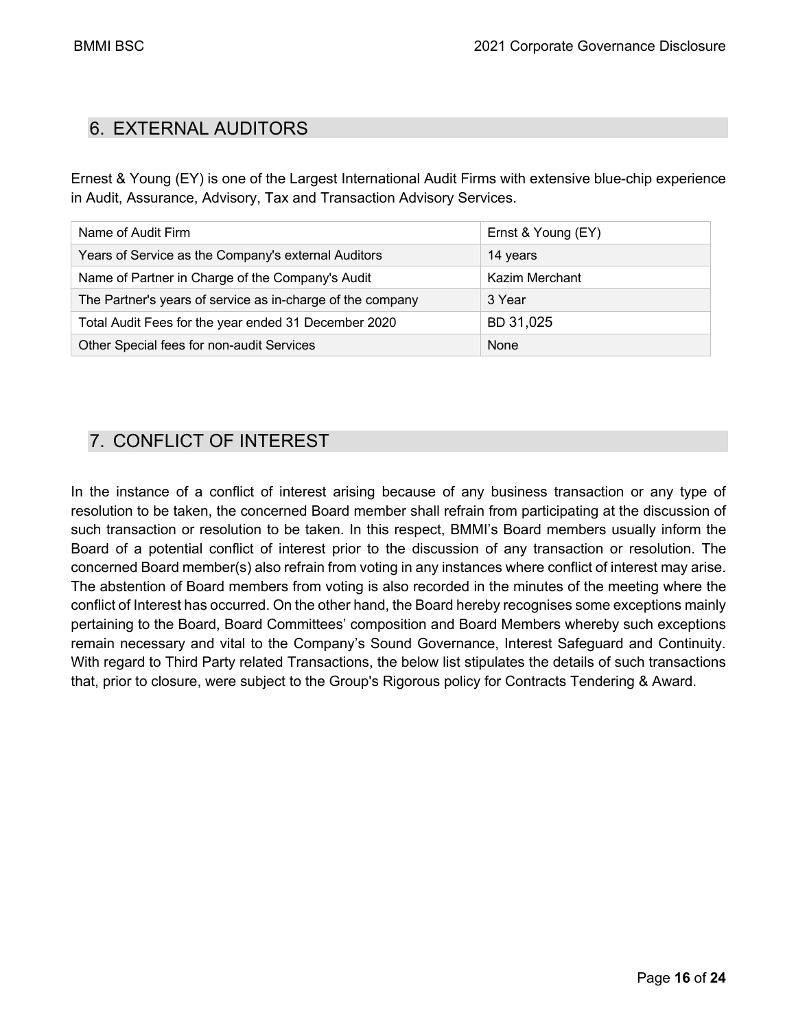## 6. EXTERNAL AUDITORS

Ernest & Young (EY) is one of the Largest International Audit Firms with extensive blue-chip experience in Audit, Assurance, Advisory, Tax and Transaction Advisory Services.

| Name of Audit Firm | Ernst & Young (EY) |
|---|---|
| Years of Service as the Company's external Auditors | 14 years |
| Name of Partner in Charge of the Company's Audit | Kazim Merchant |
| The Partner's years of service as in-charge of the company | 3 Year |
| Total Audit Fees for the year ended 31 December 2020 | BD 31,025 |
| Other Special fees for non-audit Services | None |

## 7. CONFLICT OF INTEREST

In the instance of a conflict of interest arising because of any business transaction or any type of resolution to be taken, the concerned Board member shall refrain from participating at the discussion of such transaction or resolution to be taken. In this respect, BMMI's Board members usually inform the Board of a potential conflict of interest prior to the discussion of any transaction or resolution. The concerned Board member(s) also refrain from voting in any instances where conflict of interest may arise. The abstention of Board members from voting is also recorded in the minutes of the meeting where the conflict of Interest has occurred. On the other hand, the Board hereby recognises some exceptions mainly pertaining to the Board, Board Committees' composition and Board Members whereby such exceptions remain necessary and vital to the Company's Sound Governance, Interest Safeguard and Continuity. With regard to Third Party related Transactions, the below list stipulates the details of such transactions that, prior to closure, were subject to the Group's Rigorous policy for Contracts Tendering & Award.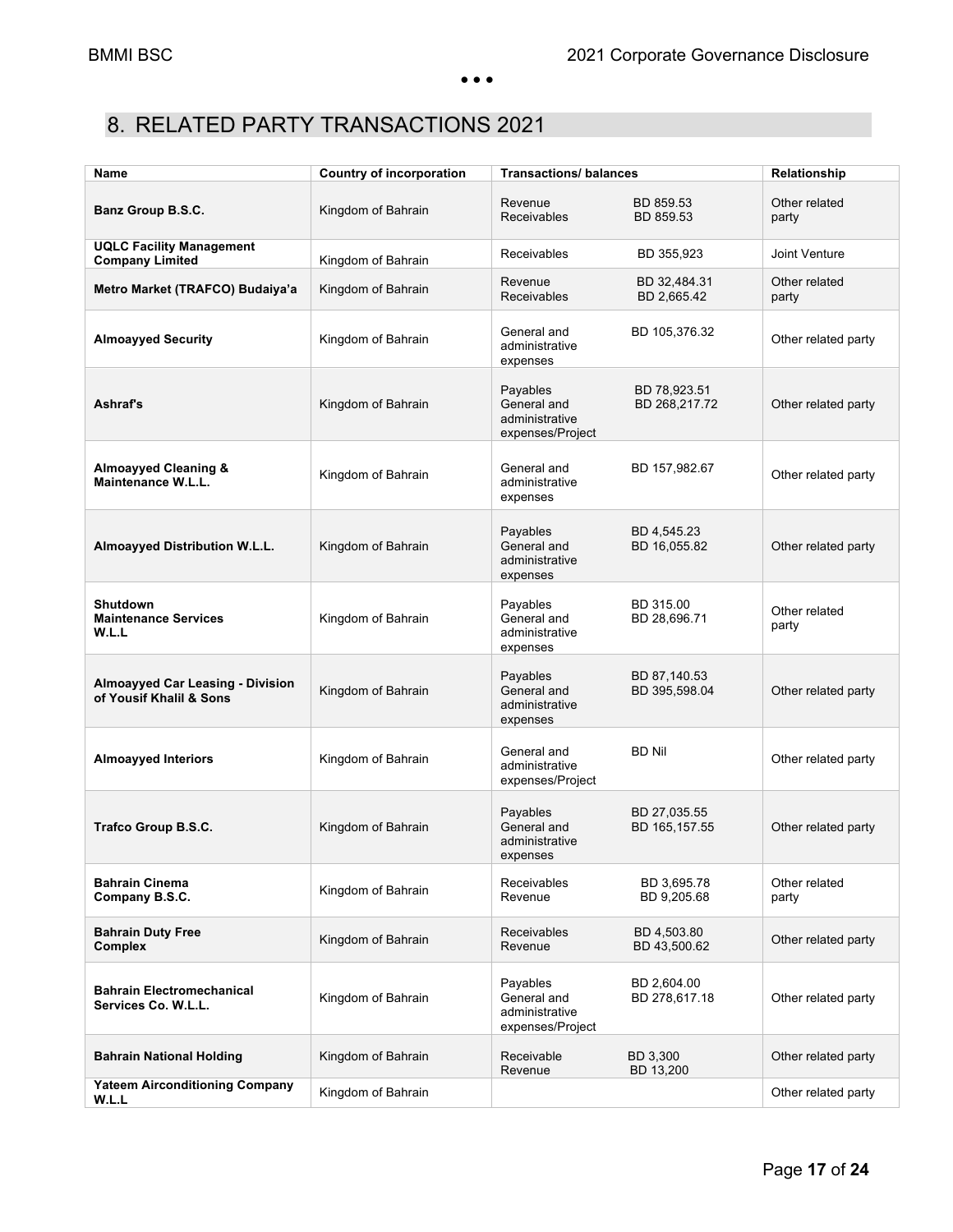## 8. RELATED PARTY TRANSACTIONS 2021

| Name | Country of incorporation | Transactions/ balances | | Relationship |
|---|---|---|---|---|
| **Banz Group B.S.C.** | Kingdom of Bahrain | Revenue<br>Receivables | BD 859.53<br>BD 859.53 | Other related party |
| **UQLC Facility Management Company Limited** | Kingdom of Bahrain | Receivables | BD 355,923 | Joint Venture |
| **Metro Market (TRAFCO) Budaiya'a** | Kingdom of Bahrain | Revenue<br>Receivables | BD 32,484.31<br>BD 2,665.42 | Other related party |
| **Almoayyed Security** | Kingdom of Bahrain | General and administrative expenses | BD 105,376.32 | Other related party |
| **Ashraf's** | Kingdom of Bahrain | Payables<br>General and administrative expenses/Project | BD 78,923.51<br>BD 268,217.72 | Other related party |
| **Almoayyed Cleaning & Maintenance W.L.L.** | Kingdom of Bahrain | General and administrative expenses | BD 157,982.67 | Other related party |
| **Almoayyed Distribution W.L.L.** | Kingdom of Bahrain | Payables<br>General and administrative expenses | BD 4,545.23<br>BD 16,055.82 | Other related party |
| **Shutdown Maintenance Services W.L.L** | Kingdom of Bahrain | Payables<br>General and administrative expenses | BD 315.00<br>BD 28,696.71 | Other related party |
| **Almoayyed Car Leasing - Division of Yousif Khalil & Sons** | Kingdom of Bahrain | Payables<br>General and administrative expenses | BD 87,140.53<br>BD 395,598.04 | Other related party |
| **Almoayyed Interiors** | Kingdom of Bahrain | General and administrative expenses/Project | BD Nil | Other related party |
| **Trafco Group B.S.C.** | Kingdom of Bahrain | Payables<br>General and administrative expenses | BD 27,035.55<br>BD 165,157.55 | Other related party |
| **Bahrain Cinema Company B.S.C.** | Kingdom of Bahrain | Receivables<br>Revenue | BD 3,695.78<br>BD 9,205.68 | Other related party |
| **Bahrain Duty Free Complex** | Kingdom of Bahrain | Receivables<br>Revenue | BD 4,503.80<br>BD 43,500.62 | Other related party |
| **Bahrain Electromechanical Services Co. W.L.L.** | Kingdom of Bahrain | Payables<br>General and administrative expenses/Project | BD 2,604.00<br>BD 278,617.18 | Other related party |
| **Bahrain National Holding** | Kingdom of Bahrain | Receivable<br>Revenue | BD 3,300<br>BD 13,200 | Other related party |
| **Yateem Airconditioning Company W.L.L** | Kingdom of Bahrain | | | Other related party |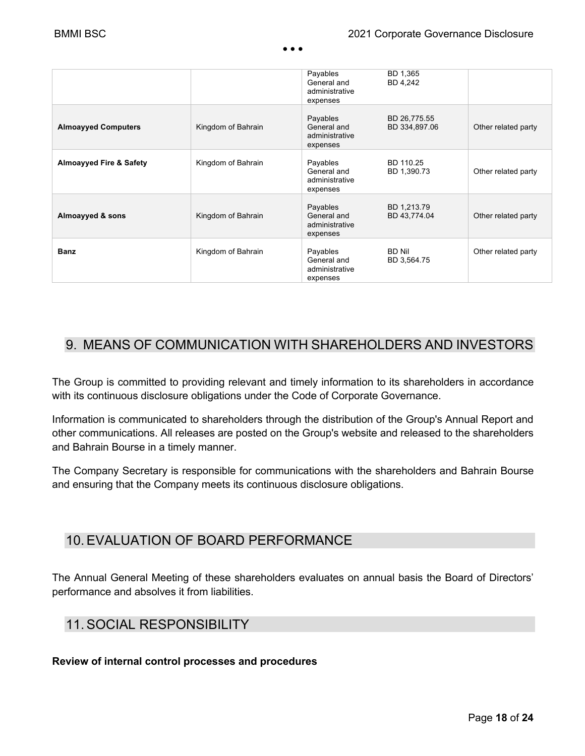| | | Payables<br>General and administrative expenses | BD 1,365<br>BD 4,242 | |
|---|---|---|---|---|
| **Almoayyed Computers** | Kingdom of Bahrain | Payables<br>General and administrative expenses | BD 26,775.55<br>BD 334,897.06 | Other related party |
| **Almoayyed Fire & Safety** | Kingdom of Bahrain | Payables<br>General and administrative expenses | BD 110.25<br>BD 1,390.73 | Other related party |
| **Almoayyed & sons** | Kingdom of Bahrain | Payables<br>General and administrative expenses | BD 1,213.79<br>BD 43,774.04 | Other related party |
| **Banz** | Kingdom of Bahrain | Payables<br>General and administrative expenses | BD Nil<br>BD 3,564.75 | Other related party |

## 9. MEANS OF COMMUNICATION WITH SHAREHOLDERS AND INVESTORS

The Group is committed to providing relevant and timely information to its shareholders in accordance with its continuous disclosure obligations under the Code of Corporate Governance.

Information is communicated to shareholders through the distribution of the Group's Annual Report and other communications. All releases are posted on the Group's website and released to the shareholders and Bahrain Bourse in a timely manner.

The Company Secretary is responsible for communications with the shareholders and Bahrain Bourse and ensuring that the Company meets its continuous disclosure obligations.

## 10. EVALUATION OF BOARD PERFORMANCE

The Annual General Meeting of these shareholders evaluates on annual basis the Board of Directors' performance and absolves it from liabilities.

## 11. SOCIAL RESPONSIBILITY

**Review of internal control processes and procedures**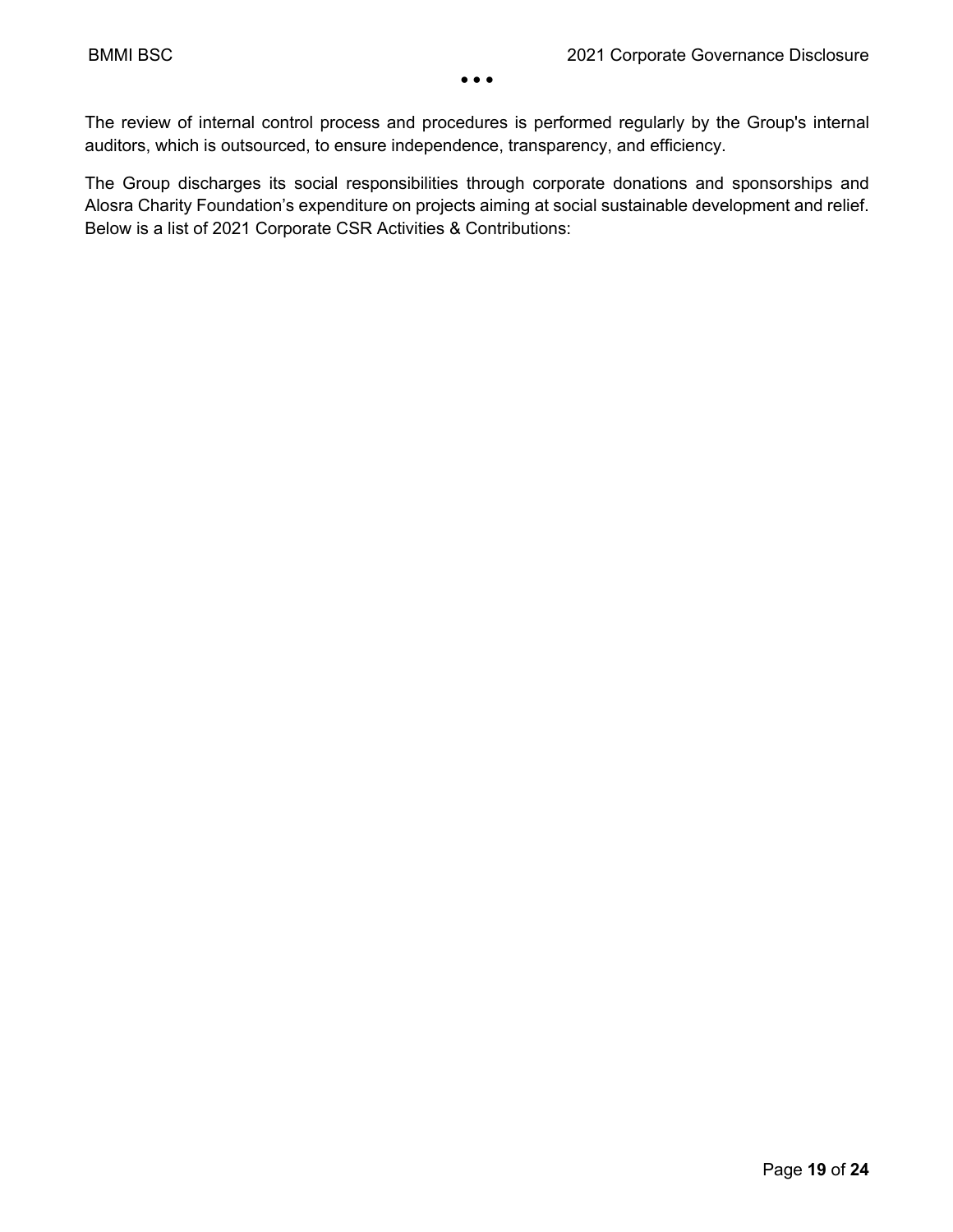The review of internal control process and procedures is performed regularly by the Group's internal auditors, which is outsourced, to ensure independence, transparency, and efficiency.

The Group discharges its social responsibilities through corporate donations and sponsorships and Alosra Charity Foundation's expenditure on projects aiming at social sustainable development and relief. Below is a list of 2021 Corporate CSR Activities & Contributions: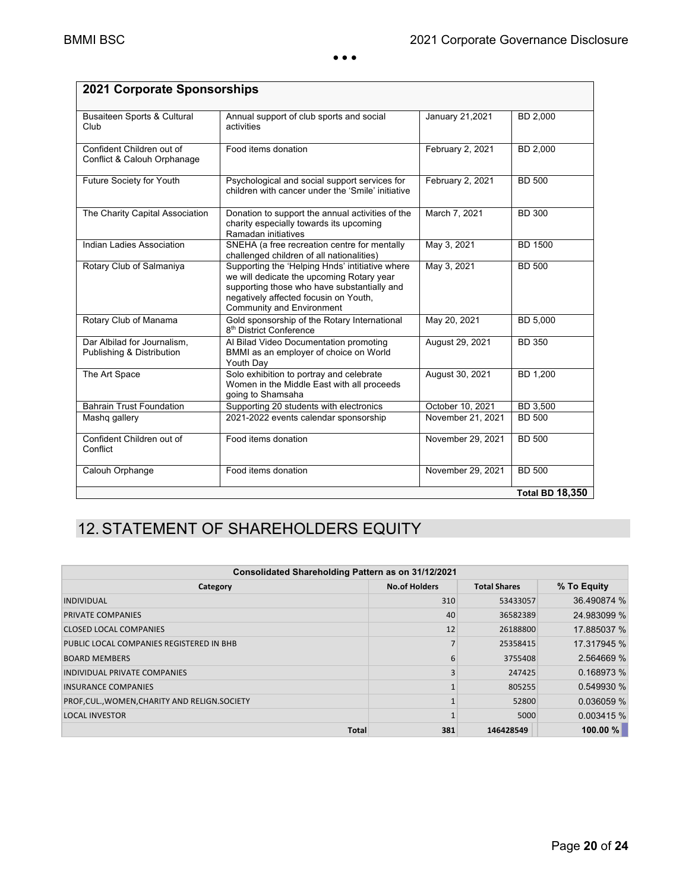## 2021 Corporate Sponsorships

| | | | |
|---|---|---|---|
| Busaiteen Sports & Cultural Club | Annual support of club sports and social activities | January 21,2021 | BD 2,000 |
| Confident Children out of Conflict & Calouh Orphanage | Food items donation | February 2, 2021 | BD 2,000 |
| Future Society for Youth | Psychological and social support services for children with cancer under the 'Smile' initiative | February 2, 2021 | BD 500 |
| The Charity Capital Association | Donation to support the annual activities of the charity especially towards its upcoming Ramadan initiatives | March 7, 2021 | BD 300 |
| Indian Ladies Association | SNEHA (a free recreation centre for mentally challenged children of all nationalities) | May 3, 2021 | BD 1500 |
| Rotary Club of Salmaniya | Supporting the 'Helping Hnds' intitiative where we will dedicate the upcoming Rotary year supporting those who have substantially and negatively affected focusin on Youth, Community and Environment | May 3, 2021 | BD 500 |
| Rotary Club of Manama | Gold sponsorship of the Rotary International 8th District Conference | May 20, 2021 | BD 5,000 |
| Dar Albilad for Journalism, Publishing & Distribution | Al Bilad Video Documentation promoting BMMI as an employer of choice on World Youth Day | August 29, 2021 | BD 350 |
| The Art Space | Solo exhibition to portray and celebrate Women in the Middle East with all proceeds going to Shamsaha | August 30, 2021 | BD 1,200 |
| Bahrain Trust Foundation | Supporting 20 students with electronics | October 10, 2021 | BD 3,500 |
| Mashq gallery | 2021-2022 events calendar sponsorship | November 21, 2021 | BD 500 |
| Confident Children out of Conflict | Food items donation | November 29, 2021 | BD 500 |
| Calouh Orphange | Food items donation | November 29, 2021 | BD 500 |
| | | | **Total BD 18,350** |

## 12. STATEMENT OF SHAREHOLDERS EQUITY

| Consolidated Shareholding Pattern as on 31/12/2021 | | | |
|---|---|---|---|
| **Category** | **No.of Holders** | **Total Shares** | **% To Equity** |
| INDIVIDUAL | 310 | 53433057 | 36.490874 % |
| PRIVATE COMPANIES | 40 | 36582389 | 24.983099 % |
| CLOSED LOCAL COMPANIES | 12 | 26188800 | 17.885037 % |
| PUBLIC LOCAL COMPANIES REGISTERED IN BHB | 7 | 25358415 | 17.317945 % |
| BOARD MEMBERS | 6 | 3755408 | 2.564669 % |
| INDIVIDUAL PRIVATE COMPANIES | 3 | 247425 | 0.168973 % |
| INSURANCE COMPANIES | 1 | 805255 | 0.549930 % |
| PROF,CUL.,WOMEN,CHARITY AND RELIGN.SOCIETY | 1 | 52800 | 0.036059 % |
| LOCAL INVESTOR | 1 | 5000 | 0.003415 % |
| **Total** | **381** | **146428549** | **100.00 %** |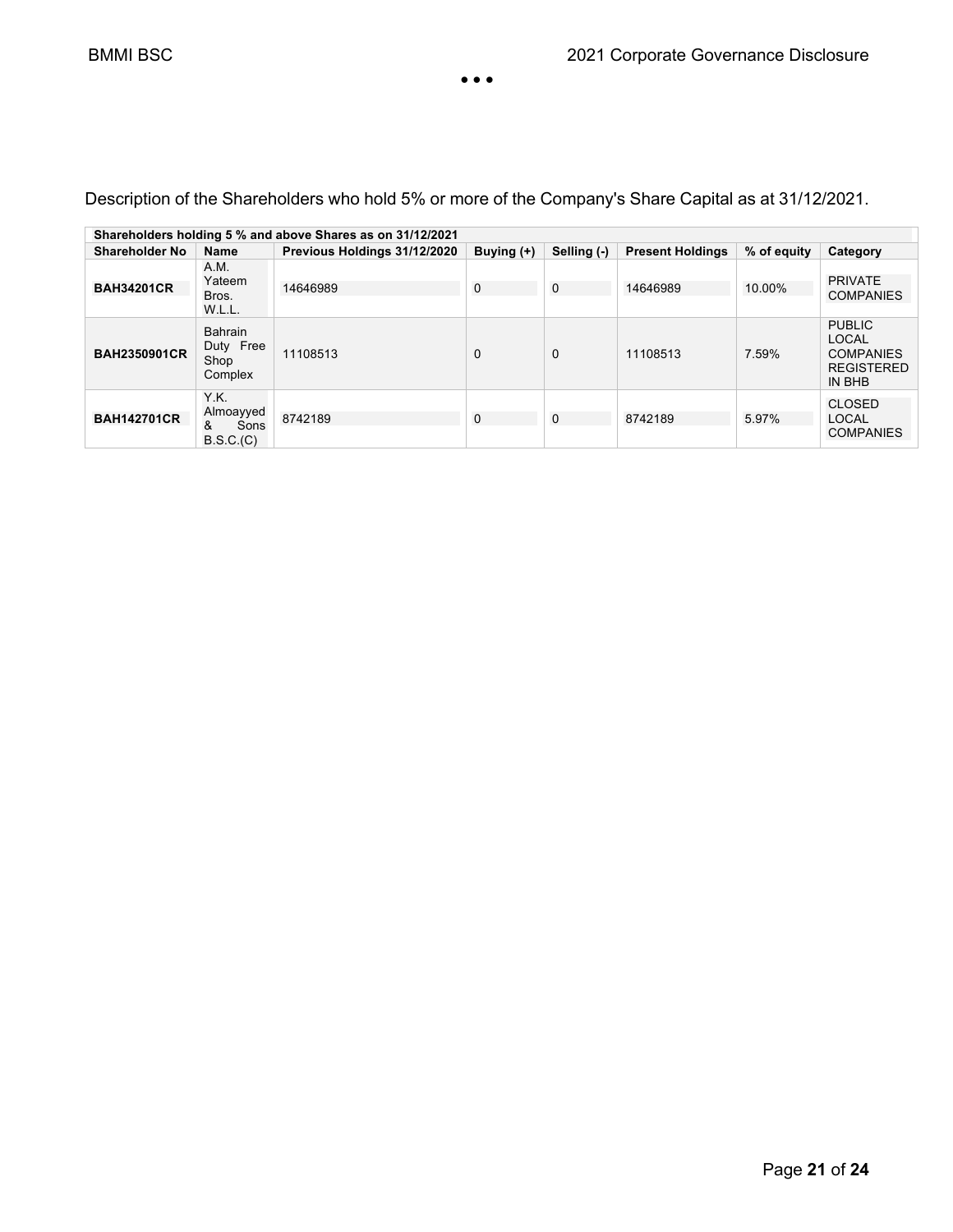Description of the Shareholders who hold 5% or more of the Company's Share Capital as at 31/12/2021.

| Shareholders holding 5 % and above Shares as on 31/12/2021 | | | | | | | |
|---|---|---|---|---|---|---|---|
| **Shareholder No** | **Name** | **Previous Holdings 31/12/2020** | **Buying (+)** | **Selling (-)** | **Present Holdings** | **% of equity** | **Category** |
| **BAH34201CR** | A.M. Yateem Bros. W.L.L. | 14646989 | 0 | 0 | 14646989 | 10.00% | PRIVATE COMPANIES |
| **BAH2350901CR** | Bahrain Duty Free Shop Complex | 11108513 | 0 | 0 | 11108513 | 7.59% | PUBLIC LOCAL COMPANIES REGISTERED IN BHB |
| **BAH142701CR** | Y.K. Almoayyed & Sons B.S.C.(C) | 8742189 | 0 | 0 | 8742189 | 5.97% | CLOSED LOCAL COMPANIES |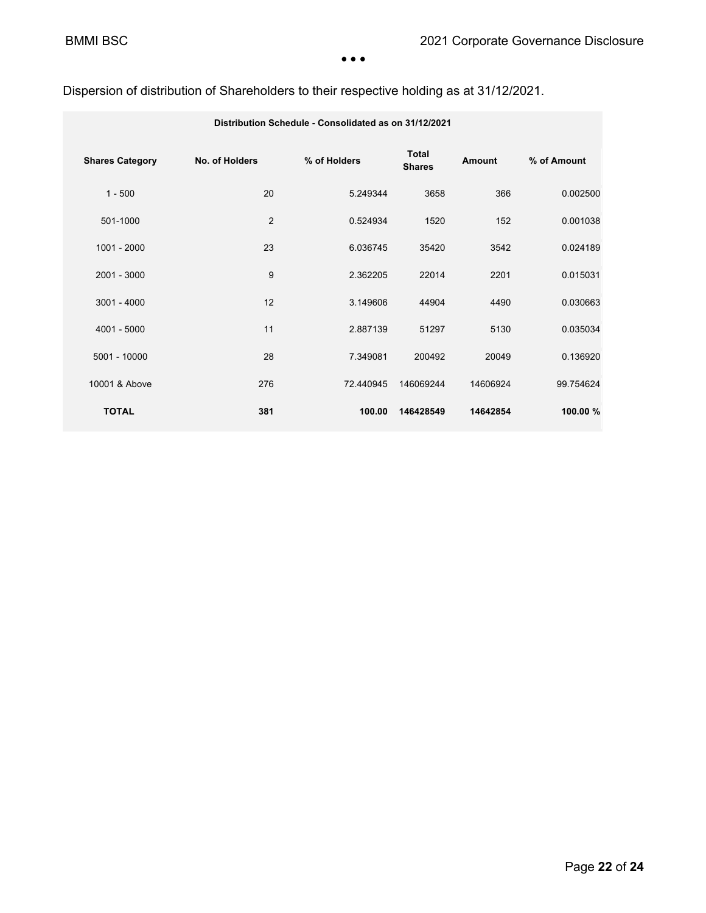Dispersion of distribution of Shareholders to their respective holding as at 31/12/2021.

| Distribution Schedule - Consolidated as on 31/12/2021 | | | | | |
|---|---|---|---|---|---|
| **Shares Category** | **No. of Holders** | **% of Holders** | **Total Shares** | **Amount** | **% of Amount** |
| 1 - 500 | 20 | 5.249344 | 3658 | 366 | 0.002500 |
| 501-1000 | 2 | 0.524934 | 1520 | 152 | 0.001038 |
| 1001 - 2000 | 23 | 6.036745 | 35420 | 3542 | 0.024189 |
| 2001 - 3000 | 9 | 2.362205 | 22014 | 2201 | 0.015031 |
| 3001 - 4000 | 12 | 3.149606 | 44904 | 4490 | 0.030663 |
| 4001 - 5000 | 11 | 2.887139 | 51297 | 5130 | 0.035034 |
| 5001 - 10000 | 28 | 7.349081 | 200492 | 20049 | 0.136920 |
| 10001 & Above | 276 | 72.440945 | 146069244 | 14606924 | 99.754624 |
| **TOTAL** | **381** | **100.00** | **146428549** | **14642854** | **100.00 %** |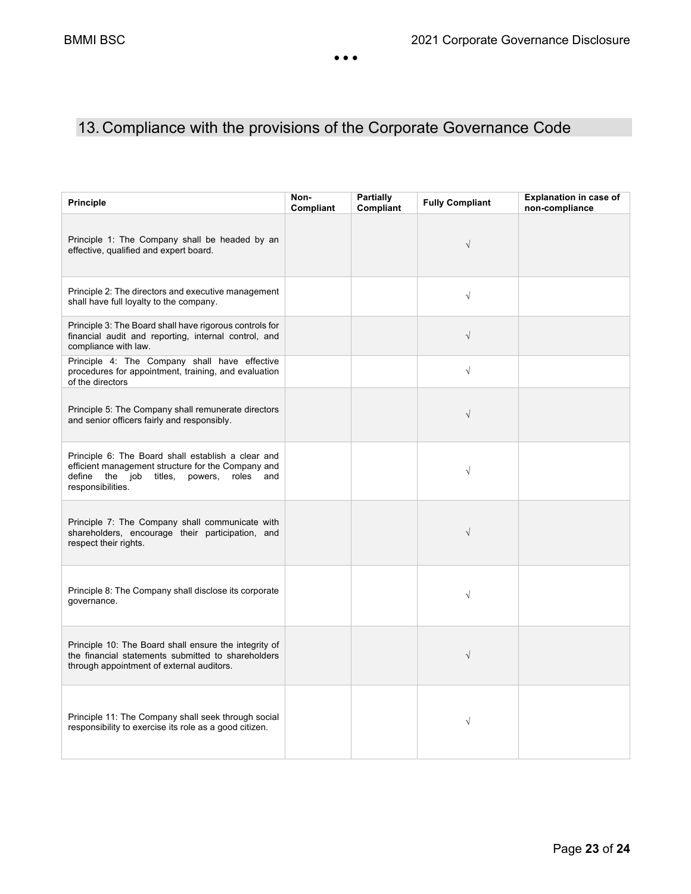## 13. Compliance with the provisions of the Corporate Governance Code

| Principle | Non-Compliant | Partially Compliant | Fully Compliant | Explanation in case of non-compliance |
|---|---|---|---|---|
| Principle 1: The Company shall be headed by an effective, qualified and expert board. | | | √ | |
| Principle 2: The directors and executive management shall have full loyalty to the company. | | | √ | |
| Principle 3: The Board shall have rigorous controls for financial audit and reporting, internal control, and compliance with law. | | | √ | |
| Principle 4: The Company shall have effective procedures for appointment, training, and evaluation of the directors | | | √ | |
| Principle 5: The Company shall remunerate directors and senior officers fairly and responsibly. | | | √ | |
| Principle 6: The Board shall establish a clear and efficient management structure for the Company and define the job titles, powers, roles and responsibilities. | | | √ | |
| Principle 7: The Company shall communicate with shareholders, encourage their participation, and respect their rights. | | | √ | |
| Principle 8: The Company shall disclose its corporate governance. | | | √ | |
| Principle 10: The Board shall ensure the integrity of the financial statements submitted to shareholders through appointment of external auditors. | | | √ | |
| Principle 11: The Company shall seek through social responsibility to exercise its role as a good citizen. | | | √ | |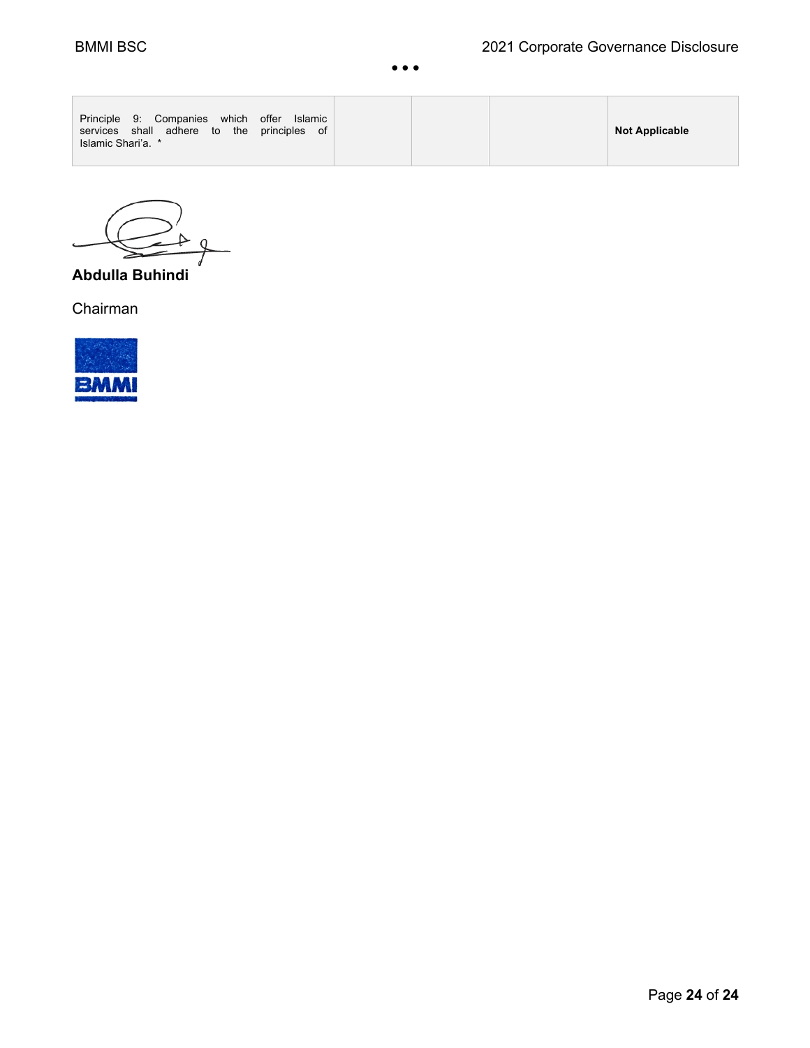| | | | | |
|---|---|---|---|---|
| Principle 9: Companies which offer Islamic services shall adhere to the principles of Islamic Shari'a. * | | | | **Not Applicable** |

**Abdulla Buhindi**

Chairman